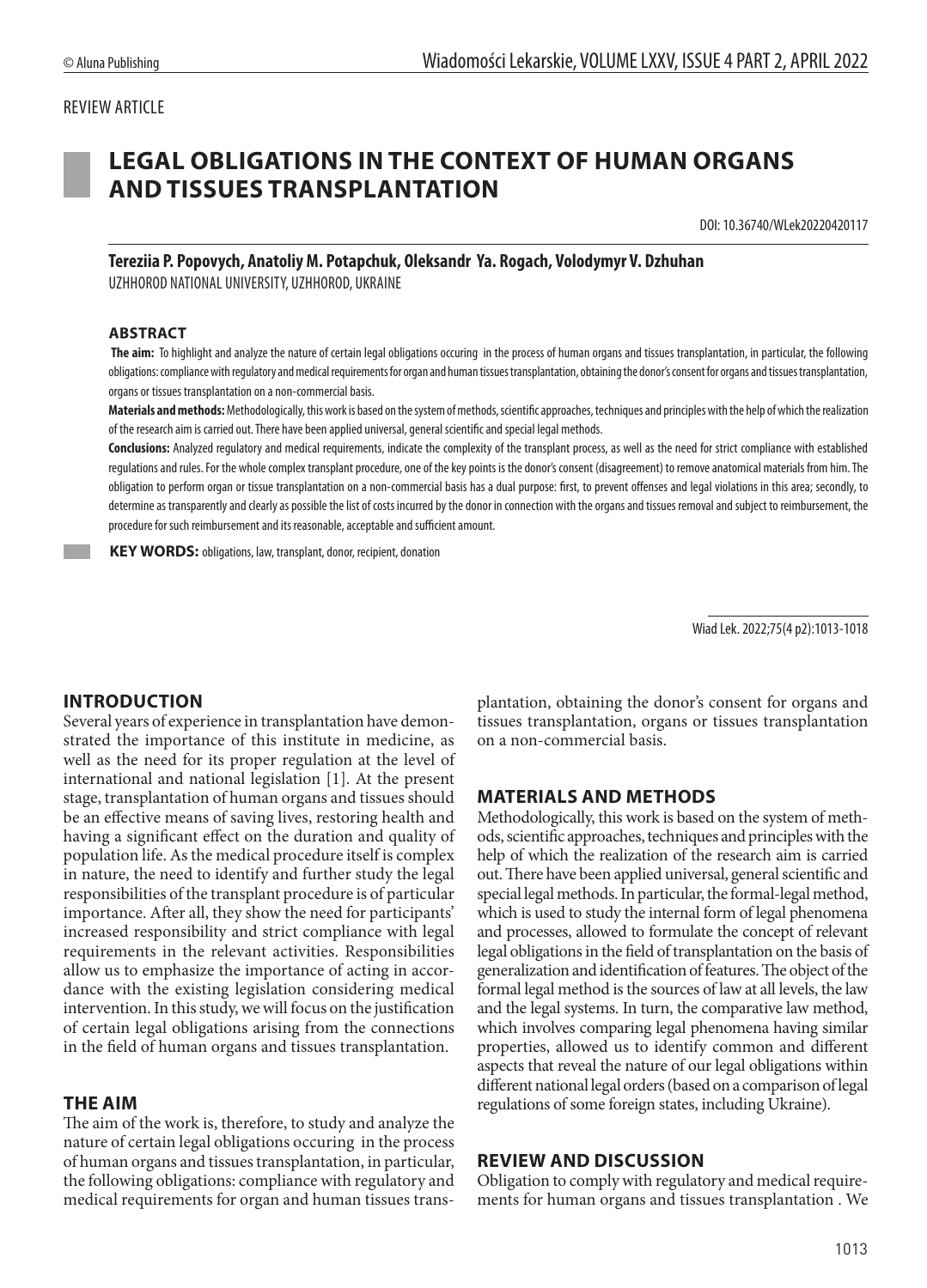REVIEW ARTICLE

# LEGAL OBLIGATIONS IN THE CONTEXT OF HUMAN ORGANS AND TISSUES TRANSPLANTATION

DOI: 10.36740/WLek20220420117

**Tereziia P. Popovych, Anatoliy M. Potapchuk, Oleksandr Ya. Rogach, Volodymyr V. Dzhuhan**
UZHHOROD NATIONAL UNIVERSITY, UZHHOROD, UKRAINE

## ABSTRACT

**The aim:** To highlight and analyze the nature of certain legal obligations occuring in the process of human organs and tissues transplantation, in particular, the following obligations: compliance with regulatory and medical requirements for organ and human tissues transplantation, obtaining the donor's consent for organs and tissues transplantation, organs or tissues transplantation on a non-commercial basis.

**Materials and methods:** Methodologically, this work is based on the system of methods, scientific approaches, techniques and principles with the help of which the realization of the research aim is carried out. There have been applied universal, general scientific and special legal methods.

**Conclusions:** Analyzed regulatory and medical requirements, indicate the complexity of the transplant process, as well as the need for strict compliance with established regulations and rules. For the whole complex transplant procedure, one of the key points is the donor's consent (disagreement) to remove anatomical materials from him. The obligation to perform organ or tissue transplantation on a non-commercial basis has a dual purpose: first, to prevent offenses and legal violations in this area; secondly, to determine as transparently and clearly as possible the list of costs incurred by the donor in connection with the organs and tissues removal and subject to reimbursement, the procedure for such reimbursement and its reasonable, acceptable and sufficient amount.

**KEY WORDS:** obligations, law, transplant, donor, recipient, donation

Wiad Lek. 2022;75(4 p2):1013-1018

## INTRODUCTION

Several years of experience in transplantation have demonstrated the importance of this institute in medicine, as well as the need for its proper regulation at the level of international and national legislation [1]. At the present stage, transplantation of human organs and tissues should be an effective means of saving lives, restoring health and having a significant effect on the duration and quality of population life. As the medical procedure itself is complex in nature, the need to identify and further study the legal responsibilities of the transplant procedure is of particular importance. After all, they show the need for participants' increased responsibility and strict compliance with legal requirements in the relevant activities. Responsibilities allow us to emphasize the importance of acting in accordance with the existing legislation considering medical intervention. In this study, we will focus on the justification of certain legal obligations arising from the connections in the field of human organs and tissues transplantation.

## THE AIM

The aim of the work is, therefore, to study and analyze the nature of certain legal obligations occuring in the process of human organs and tissues transplantation, in particular, the following obligations: compliance with regulatory and medical requirements for organ and human tissues transplantation, obtaining the donor's consent for organs and tissues transplantation, organs or tissues transplantation on a non-commercial basis.

## MATERIALS AND METHODS

Methodologically, this work is based on the system of methods, scientific approaches, techniques and principles with the help of which the realization of the research aim is carried out. There have been applied universal, general scientific and special legal methods. In particular, the formal-legal method, which is used to study the internal form of legal phenomena and processes, allowed to formulate the concept of relevant legal obligations in the field of transplantation on the basis of generalization and identification of features. The object of the formal legal method is the sources of law at all levels, the law and the legal systems. In turn, the comparative law method, which involves comparing legal phenomena having similar properties, allowed us to identify common and different aspects that reveal the nature of our legal obligations within different national legal orders (based on a comparison of legal regulations of some foreign states, including Ukraine).

## REVIEW AND DISCUSSION

Obligation to comply with regulatory and medical requirements for human organs and tissues transplantation . We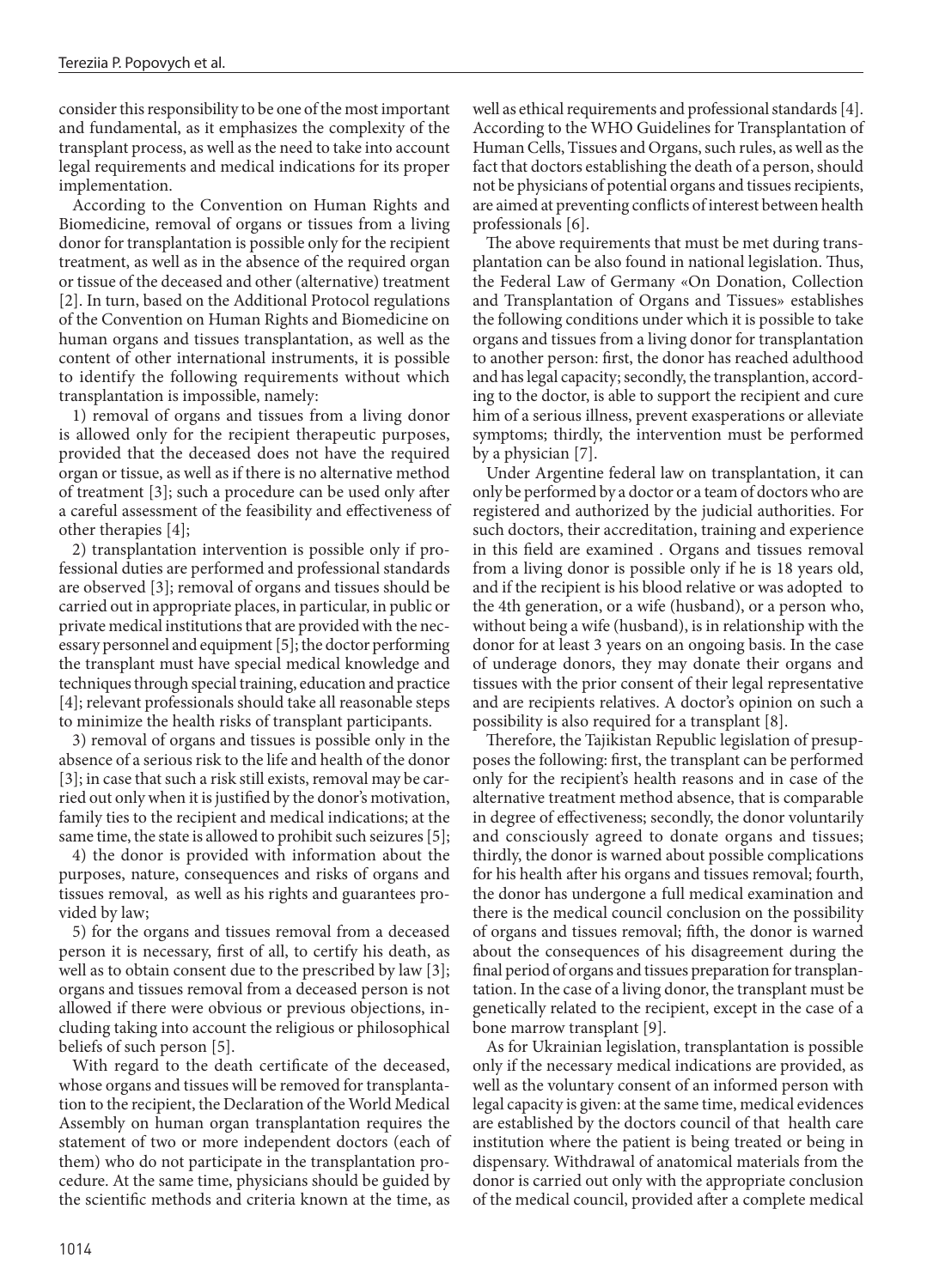consider this responsibility to be one of the most important and fundamental, as it emphasizes the complexity of the transplant process, as well as the need to take into account legal requirements and medical indications for its proper implementation.

According to the Convention on Human Rights and Biomedicine, removal of organs or tissues from a living donor for transplantation is possible only for the recipient treatment, as well as in the absence of the required organ or tissue of the deceased and other (alternative) treatment [2]. In turn, based on the Additional Protocol regulations of the Convention on Human Rights and Biomedicine on human organs and tissues transplantation, as well as the content of other international instruments, it is possible to identify the following requirements without which transplantation is impossible, namely:

1) removal of organs and tissues from a living donor is allowed only for the recipient therapeutic purposes, provided that the deceased does not have the required organ or tissue, as well as if there is no alternative method of treatment [3]; such a procedure can be used only after a careful assessment of the feasibility and effectiveness of other therapies [4];

2) transplantation intervention is possible only if professional duties are performed and professional standards are observed [3]; removal of organs and tissues should be carried out in appropriate places, in particular, in public or private medical institutions that are provided with the necessary personnel and equipment [5]; the doctor performing the transplant must have special medical knowledge and techniques through special training, education and practice [4]; relevant professionals should take all reasonable steps to minimize the health risks of transplant participants.

3) removal of organs and tissues is possible only in the absence of a serious risk to the life and health of the donor [3]; in case that such a risk still exists, removal may be carried out only when it is justified by the donor's motivation, family ties to the recipient and medical indications; at the same time, the state is allowed to prohibit such seizures [5];

4) the donor is provided with information about the purposes, nature, consequences and risks of organs and tissues removal, as well as his rights and guarantees provided by law;

5) for the organs and tissues removal from a deceased person it is necessary, first of all, to certify his death, as well as to obtain consent due to the prescribed by law [3]; organs and tissues removal from a deceased person is not allowed if there were obvious or previous objections, including taking into account the religious or philosophical beliefs of such person [5].

With regard to the death certificate of the deceased, whose organs and tissues will be removed for transplantation to the recipient, the Declaration of the World Medical Assembly on human organ transplantation requires the statement of two or more independent doctors (each of them) who do not participate in the transplantation procedure. At the same time, physicians should be guided by the scientific methods and criteria known at the time, as well as ethical requirements and professional standards [4]. According to the WHO Guidelines for Transplantation of Human Cells, Tissues and Organs, such rules, as well as the fact that doctors establishing the death of a person, should not be physicians of potential organs and tissues recipients, are aimed at preventing conflicts of interest between health professionals [6].

The above requirements that must be met during transplantation can be also found in national legislation. Thus, the Federal Law of Germany «On Donation, Collection and Transplantation of Organs and Tissues» establishes the following conditions under which it is possible to take organs and tissues from a living donor for transplantation to another person: first, the donor has reached adulthood and has legal capacity; secondly, the transplantion, according to the doctor, is able to support the recipient and cure him of a serious illness, prevent exasperations or alleviate symptoms; thirdly, the intervention must be performed by a physician [7].

Under Argentine federal law on transplantation, it can only be performed by a doctor or a team of doctors who are registered and authorized by the judicial authorities. For such doctors, their accreditation, training and experience in this field are examined . Organs and tissues removal from a living donor is possible only if he is 18 years old, and if the recipient is his blood relative or was adopted to the 4th generation, or a wife (husband), or a person who, without being a wife (husband), is in relationship with the donor for at least 3 years on an ongoing basis. In the case of underage donors, they may donate their organs and tissues with the prior consent of their legal representative and are recipients relatives. A doctor's opinion on such a possibility is also required for a transplant [8].

Therefore, the Tajikistan Republic legislation of presupposes the following: first, the transplant can be performed only for the recipient's health reasons and in case of the alternative treatment method absence, that is comparable in degree of effectiveness; secondly, the donor voluntarily and consciously agreed to donate organs and tissues; thirdly, the donor is warned about possible complications for his health after his organs and tissues removal; fourth, the donor has undergone a full medical examination and there is the medical council conclusion on the possibility of organs and tissues removal; fifth, the donor is warned about the consequences of his disagreement during the final period of organs and tissues preparation for transplantation. In the case of a living donor, the transplant must be genetically related to the recipient, except in the case of a bone marrow transplant [9].

As for Ukrainian legislation, transplantation is possible only if the necessary medical indications are provided, as well as the voluntary consent of an informed person with legal capacity is given: at the same time, medical evidences are established by the doctors council of that health care institution where the patient is being treated or being in dispensary. Withdrawal of anatomical materials from the donor is carried out only with the appropriate conclusion of the medical council, provided after a complete medical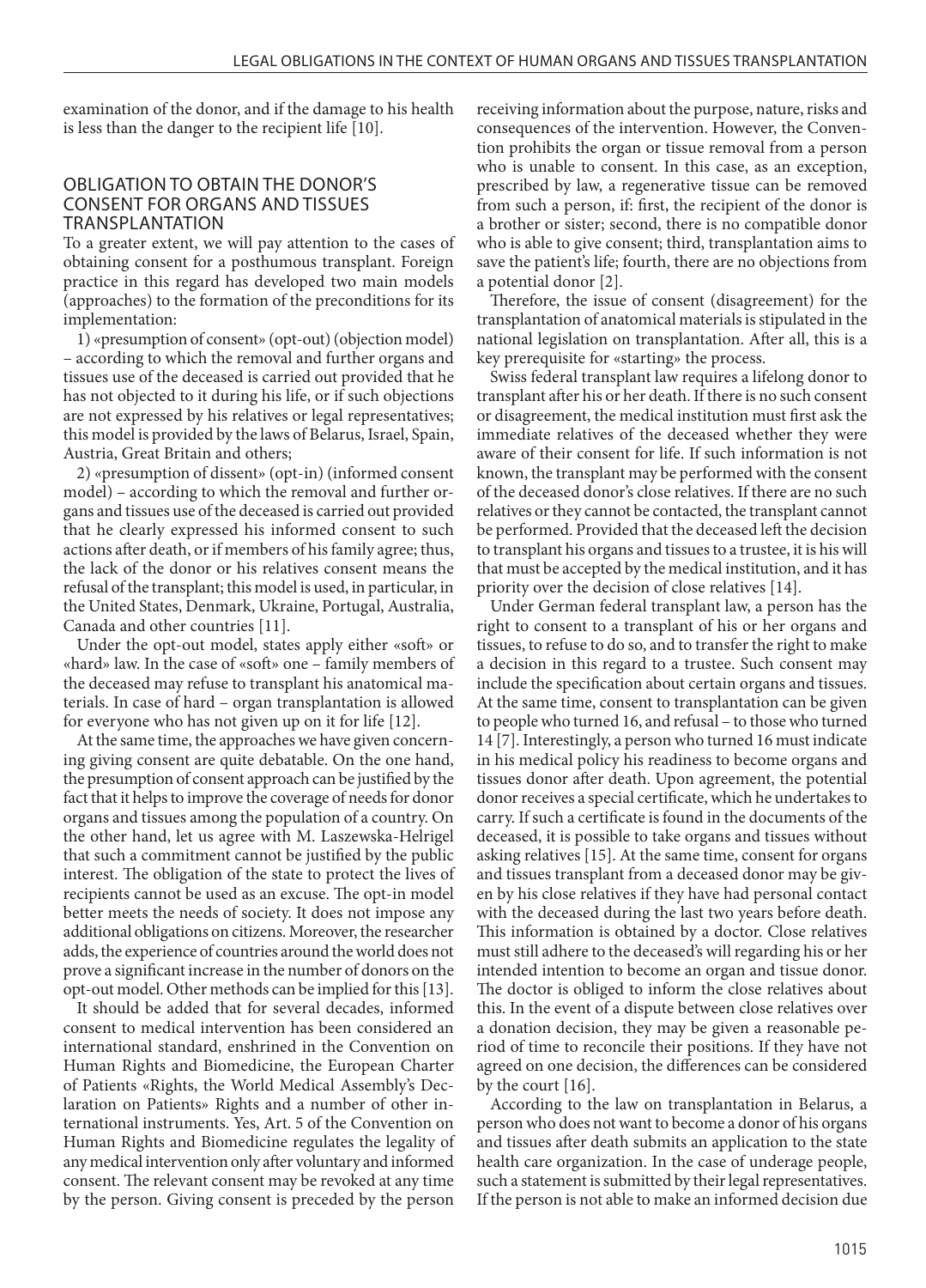examination of the donor, and if the damage to his health is less than the danger to the recipient life [10].

## OBLIGATION TO OBTAIN THE DONOR'S CONSENT FOR ORGANS AND TISSUES TRANSPLANTATION

To a greater extent, we will pay attention to the cases of obtaining consent for a posthumous transplant. Foreign practice in this regard has developed two main models (approaches) to the formation of the preconditions for its implementation:

1) «presumption of consent» (opt-out) (objection model) – according to which the removal and further organs and tissues use of the deceased is carried out provided that he has not objected to it during his life, or if such objections are not expressed by his relatives or legal representatives; this model is provided by the laws of Belarus, Israel, Spain, Austria, Great Britain and others;

2) «presumption of dissent» (opt-in) (informed consent model) – according to which the removal and further organs and tissues use of the deceased is carried out provided that he clearly expressed his informed consent to such actions after death, or if members of his family agree; thus, the lack of the donor or his relatives consent means the refusal of the transplant; this model is used, in particular, in the United States, Denmark, Ukraine, Portugal, Australia, Canada and other countries [11].

Under the opt-out model, states apply either «soft» or «hard» law. In the case of «soft» one – family members of the deceased may refuse to transplant his anatomical materials. In case of hard – organ transplantation is allowed for everyone who has not given up on it for life [12].

At the same time, the approaches we have given concerning giving consent are quite debatable. On the one hand, the presumption of consent approach can be justified by the fact that it helps to improve the coverage of needs for donor organs and tissues among the population of a country. On the other hand, let us agree with M. Laszewska-Helrigel that such a commitment cannot be justified by the public interest. The obligation of the state to protect the lives of recipients cannot be used as an excuse. The opt-in model better meets the needs of society. It does not impose any additional obligations on citizens. Moreover, the researcher adds, the experience of countries around the world does not prove a significant increase in the number of donors on the opt-out model. Other methods can be implied for this [13].

It should be added that for several decades, informed consent to medical intervention has been considered an international standard, enshrined in the Convention on Human Rights and Biomedicine, the European Charter of Patients «Rights, the World Medical Assembly's Declaration on Patients» Rights and a number of other international instruments. Yes, Art. 5 of the Convention on Human Rights and Biomedicine regulates the legality of any medical intervention only after voluntary and informed consent. The relevant consent may be revoked at any time by the person. Giving consent is preceded by the person receiving information about the purpose, nature, risks and consequences of the intervention. However, the Convention prohibits the organ or tissue removal from a person who is unable to consent. In this case, as an exception, prescribed by law, a regenerative tissue can be removed from such a person, if: first, the recipient of the donor is a brother or sister; second, there is no compatible donor who is able to give consent; third, transplantation aims to save the patient's life; fourth, there are no objections from a potential donor [2].

Therefore, the issue of consent (disagreement) for the transplantation of anatomical materials is stipulated in the national legislation on transplantation. After all, this is a key prerequisite for «starting» the process.

Swiss federal transplant law requires a lifelong donor to transplant after his or her death. If there is no such consent or disagreement, the medical institution must first ask the immediate relatives of the deceased whether they were aware of their consent for life. If such information is not known, the transplant may be performed with the consent of the deceased donor's close relatives. If there are no such relatives or they cannot be contacted, the transplant cannot be performed. Provided that the deceased left the decision to transplant his organs and tissues to a trustee, it is his will that must be accepted by the medical institution, and it has priority over the decision of close relatives [14].

Under German federal transplant law, a person has the right to consent to a transplant of his or her organs and tissues, to refuse to do so, and to transfer the right to make a decision in this regard to a trustee. Such consent may include the specification about certain organs and tissues. At the same time, consent to transplantation can be given to people who turned 16, and refusal – to those who turned 14 [7]. Interestingly, a person who turned 16 must indicate in his medical policy his readiness to become organs and tissues donor after death. Upon agreement, the potential donor receives a special certificate, which he undertakes to carry. If such a certificate is found in the documents of the deceased, it is possible to take organs and tissues without asking relatives [15]. At the same time, consent for organs and tissues transplant from a deceased donor may be given by his close relatives if they have had personal contact with the deceased during the last two years before death. This information is obtained by a doctor. Close relatives must still adhere to the deceased's will regarding his or her intended intention to become an organ and tissue donor. The doctor is obliged to inform the close relatives about this. In the event of a dispute between close relatives over a donation decision, they may be given a reasonable period of time to reconcile their positions. If they have not agreed on one decision, the differences can be considered by the court [16].

According to the law on transplantation in Belarus, a person who does not want to become a donor of his organs and tissues after death submits an application to the state health care organization. In the case of underage people, such a statement is submitted by their legal representatives. If the person is not able to make an informed decision due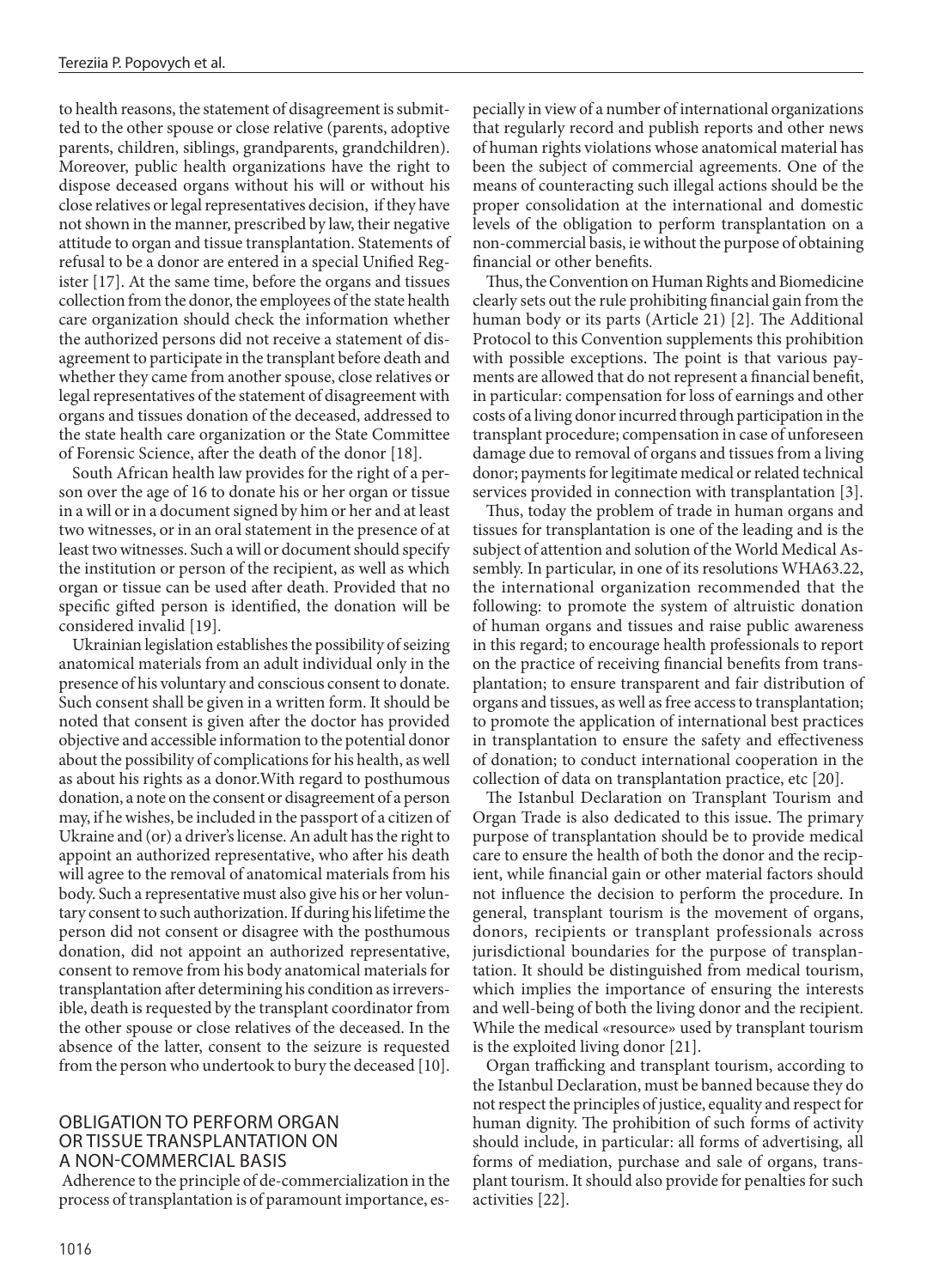to health reasons, the statement of disagreement is submitted to the other spouse or close relative (parents, adoptive parents, children, siblings, grandparents, grandchildren). Moreover, public health organizations have the right to dispose deceased organs without his will or without his close relatives or legal representatives decision, if they have not shown in the manner, prescribed by law, their negative attitude to organ and tissue transplantation. Statements of refusal to be a donor are entered in a special Unified Register [17]. At the same time, before the organs and tissues collection from the donor, the employees of the state health care organization should check the information whether the authorized persons did not receive a statement of disagreement to participate in the transplant before death and whether they came from another spouse, close relatives or legal representatives of the statement of disagreement with organs and tissues donation of the deceased, addressed to the state health care organization or the State Committee of Forensic Science, after the death of the donor [18].

South African health law provides for the right of a person over the age of 16 to donate his or her organ or tissue in a will or in a document signed by him or her and at least two witnesses, or in an oral statement in the presence of at least two witnesses. Such a will or document should specify the institution or person of the recipient, as well as which organ or tissue can be used after death. Provided that no specific gifted person is identified, the donation will be considered invalid [19].

Ukrainian legislation establishes the possibility of seizing anatomical materials from an adult individual only in the presence of his voluntary and conscious consent to donate. Such consent shall be given in a written form. It should be noted that consent is given after the doctor has provided objective and accessible information to the potential donor about the possibility of complications for his health, as well as about his rights as a donor.With regard to posthumous donation, a note on the consent or disagreement of a person may, if he wishes, be included in the passport of a citizen of Ukraine and (or) a driver's license. An adult has the right to appoint an authorized representative, who after his death will agree to the removal of anatomical materials from his body. Such a representative must also give his or her voluntary consent to such authorization. If during his lifetime the person did not consent or disagree with the posthumous donation, did not appoint an authorized representative, consent to remove from his body anatomical materials for transplantation after determining his condition as irreversible, death is requested by the transplant coordinator from the other spouse or close relatives of the deceased. In the absence of the latter, consent to the seizure is requested from the person who undertook to bury the deceased [10].

## OBLIGATION TO PERFORM ORGAN OR TISSUE TRANSPLANTATION ON A NON-COMMERCIAL BASIS

Adherence to the principle of de-commercialization in the process of transplantation is of paramount importance, especially in view of a number of international organizations that regularly record and publish reports and other news of human rights violations whose anatomical material has been the subject of commercial agreements. One of the means of counteracting such illegal actions should be the proper consolidation at the international and domestic levels of the obligation to perform transplantation on a non-commercial basis, ie without the purpose of obtaining financial or other benefits.

Thus, the Convention on Human Rights and Biomedicine clearly sets out the rule prohibiting financial gain from the human body or its parts (Article 21) [2]. The Additional Protocol to this Convention supplements this prohibition with possible exceptions. The point is that various payments are allowed that do not represent a financial benefit, in particular: compensation for loss of earnings and other costs of a living donor incurred through participation in the transplant procedure; compensation in case of unforeseen damage due to removal of organs and tissues from a living donor; payments for legitimate medical or related technical services provided in connection with transplantation [3].

Thus, today the problem of trade in human organs and tissues for transplantation is one of the leading and is the subject of attention and solution of the World Medical Assembly. In particular, in one of its resolutions WHA63.22, the international organization recommended that the following: to promote the system of altruistic donation of human organs and tissues and raise public awareness in this regard; to encourage health professionals to report on the practice of receiving financial benefits from transplantation; to ensure transparent and fair distribution of organs and tissues, as well as free access to transplantation; to promote the application of international best practices in transplantation to ensure the safety and effectiveness of donation; to conduct international cooperation in the collection of data on transplantation practice, etc [20].

The Istanbul Declaration on Transplant Tourism and Organ Trade is also dedicated to this issue. The primary purpose of transplantation should be to provide medical care to ensure the health of both the donor and the recipient, while financial gain or other material factors should not influence the decision to perform the procedure. In general, transplant tourism is the movement of organs, donors, recipients or transplant professionals across jurisdictional boundaries for the purpose of transplantation. It should be distinguished from medical tourism, which implies the importance of ensuring the interests and well-being of both the living donor and the recipient. While the medical «resource» used by transplant tourism is the exploited living donor [21].

Organ trafficking and transplant tourism, according to the Istanbul Declaration, must be banned because they do not respect the principles of justice, equality and respect for human dignity. The prohibition of such forms of activity should include, in particular: all forms of advertising, all forms of mediation, purchase and sale of organs, transplant tourism. It should also provide for penalties for such activities [22].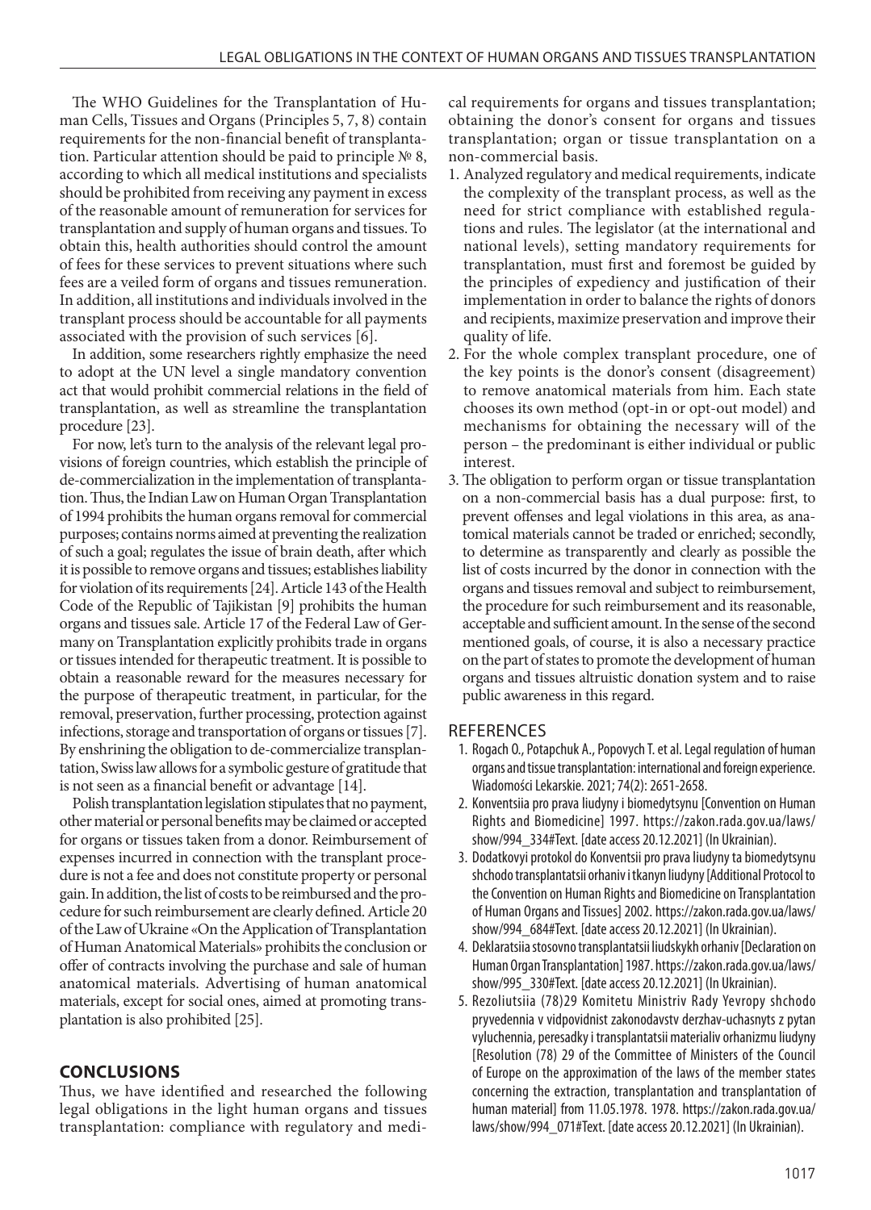The WHO Guidelines for the Transplantation of Human Cells, Tissues and Organs (Principles 5, 7, 8) contain requirements for the non-financial benefit of transplantation. Particular attention should be paid to principle № 8, according to which all medical institutions and specialists should be prohibited from receiving any payment in excess of the reasonable amount of remuneration for services for transplantation and supply of human organs and tissues. To obtain this, health authorities should control the amount of fees for these services to prevent situations where such fees are a veiled form of organs and tissues remuneration. In addition, all institutions and individuals involved in the transplant process should be accountable for all payments associated with the provision of such services [6].

In addition, some researchers rightly emphasize the need to adopt at the UN level a single mandatory convention act that would prohibit commercial relations in the field of transplantation, as well as streamline the transplantation procedure [23].

For now, let's turn to the analysis of the relevant legal provisions of foreign countries, which establish the principle of de-commercialization in the implementation of transplantation. Thus, the Indian Law on Human Organ Transplantation of 1994 prohibits the human organs removal for commercial purposes; contains norms aimed at preventing the realization of such a goal; regulates the issue of brain death, after which it is possible to remove organs and tissues; establishes liability for violation of its requirements [24]. Article 143 of the Health Code of the Republic of Tajikistan [9] prohibits the human organs and tissues sale. Article 17 of the Federal Law of Germany on Transplantation explicitly prohibits trade in organs or tissues intended for therapeutic treatment. It is possible to obtain a reasonable reward for the measures necessary for the purpose of therapeutic treatment, in particular, for the removal, preservation, further processing, protection against infections, storage and transportation of organs or tissues [7]. By enshrining the obligation to de-commercialize transplantation, Swiss law allows for a symbolic gesture of gratitude that is not seen as a financial benefit or advantage [14].

Polish transplantation legislation stipulates that no payment, other material or personal benefits may be claimed or accepted for organs or tissues taken from a donor. Reimbursement of expenses incurred in connection with the transplant procedure is not a fee and does not constitute property or personal gain. In addition, the list of costs to be reimbursed and the procedure for such reimbursement are clearly defined. Article 20 of the Law of Ukraine «On the Application of Transplantation of Human Anatomical Materials» prohibits the conclusion or offer of contracts involving the purchase and sale of human anatomical materials. Advertising of human anatomical materials, except for social ones, aimed at promoting transplantation is also prohibited [25].

## CONCLUSIONS

Thus, we have identified and researched the following legal obligations in the light human organs and tissues transplantation: compliance with regulatory and medical requirements for organs and tissues transplantation; obtaining the donor's consent for organs and tissues transplantation; organ or tissue transplantation on a non-commercial basis.

1. Analyzed regulatory and medical requirements, indicate the complexity of the transplant process, as well as the need for strict compliance with established regulations and rules. The legislator (at the international and national levels), setting mandatory requirements for transplantation, must first and foremost be guided by the principles of expediency and justification of their implementation in order to balance the rights of donors and recipients, maximize preservation and improve their quality of life.
2. For the whole complex transplant procedure, one of the key points is the donor's consent (disagreement) to remove anatomical materials from him. Each state chooses its own method (opt-in or opt-out model) and mechanisms for obtaining the necessary will of the person – the predominant is either individual or public interest.
3. The obligation to perform organ or tissue transplantation on a non-commercial basis has a dual purpose: first, to prevent offenses and legal violations in this area, as anatomical materials cannot be traded or enriched; secondly, to determine as transparently and clearly as possible the list of costs incurred by the donor in connection with the organs and tissues removal and subject to reimbursement, the procedure for such reimbursement and its reasonable, acceptable and sufficient amount. In the sense of the second mentioned goals, of course, it is also a necessary practice on the part of states to promote the development of human organs and tissues altruistic donation system and to raise public awareness in this regard.

## REFERENCES

1. Rogach O., Potapchuk A., Popovych T. et al. Legal regulation of human organs and tissue transplantation: international and foreign experience. Wiadomości Lekarskie. 2021; 74(2): 2651-2658.
2. Konventsiia pro prava liudyny i biomedytsynu [Convention on Human Rights and Biomedicine] 1997. https://zakon.rada.gov.ua/laws/show/994_334#Text. [date access 20.12.2021] (In Ukrainian).
3. Dodatkovyi protokol do Konventsii pro prava liudyny ta biomedytsynu shchodo transplantatsii orhaniv i tkanyn liudyny [Additional Protocol to the Convention on Human Rights and Biomedicine on Transplantation of Human Organs and Tissues] 2002. https://zakon.rada.gov.ua/laws/show/994_684#Text. [date access 20.12.2021] (In Ukrainian).
4. Deklaratsiia stosovno transplantatsii liudskykh orhaniv [Declaration on Human Organ Transplantation] 1987. https://zakon.rada.gov.ua/laws/show/995_330#Text. [date access 20.12.2021] (In Ukrainian).
5. Rezoliutsiia (78)29 Komitetu Ministriv Rady Yevropy shchodo pryvedennia v vidpovidnist zakonodavstv derzhav-uchasnyts z pytan vyluchennia, peresadky i transplantatsii materialiv orhanizmu liudyny [Resolution (78) 29 of the Committee of Ministers of the Council of Europe on the approximation of the laws of the member states concerning the extraction, transplantation and transplantation of human material] from 11.05.1978. 1978. https://zakon.rada.gov.ua/laws/show/994_071#Text. [date access 20.12.2021] (In Ukrainian).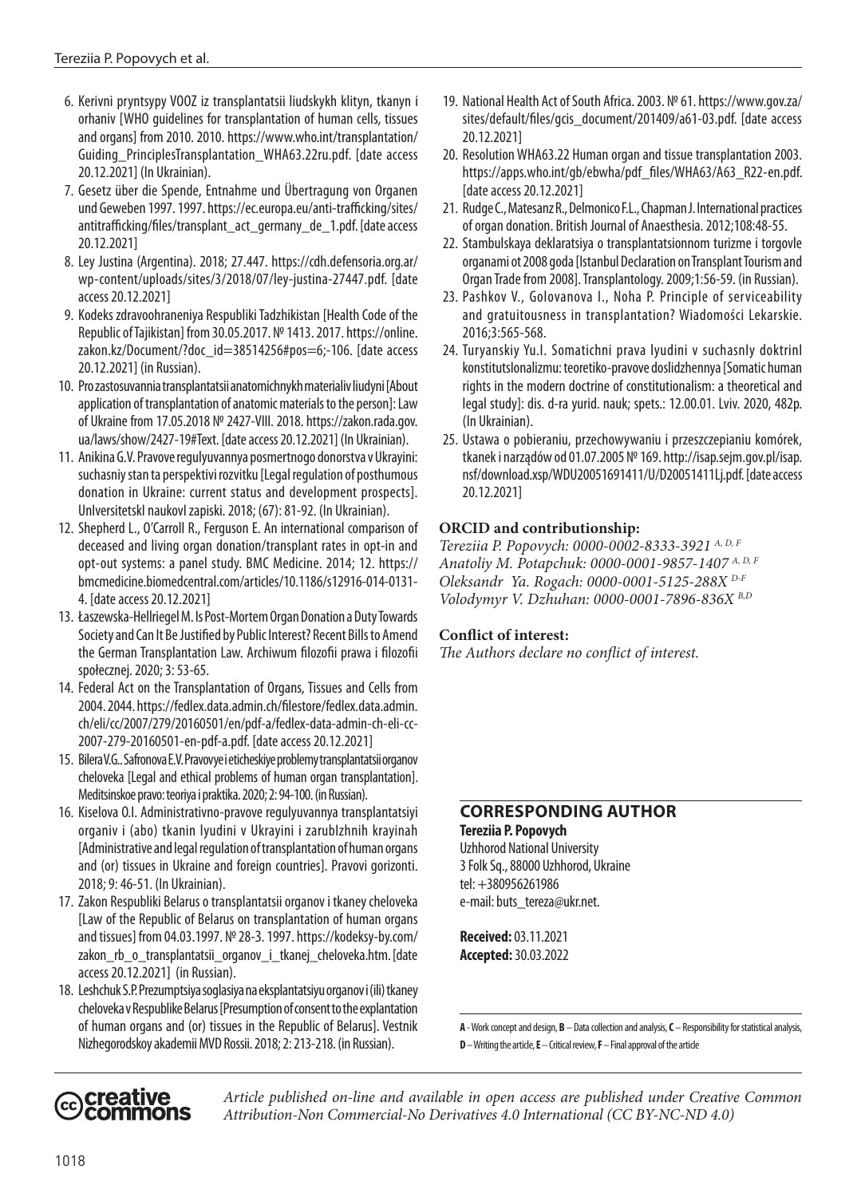6. Kerivni pryntsypy VOOZ iz transplantatsii liudskykh klityn, tkanyn i orhaniv [WHO guidelines for transplantation of human cells, tissues and organs] from 2010. 2010. https://www.who.int/transplantation/Guiding_PrinciplesTransplantation_WHA63.22ru.pdf. [date access 20.12.2021] (In Ukrainian).
7. Gesetz über die Spende, Entnahme und Übertragung von Organen und Geweben 1997. 1997. https://ec.europa.eu/anti-trafficking/sites/antitrafficking/files/transplant_act_germany_de_1.pdf. [date access 20.12.2021]
8. Ley Justina (Argentina). 2018; 27.447. https://cdh.defensoria.org.ar/wp-content/uploads/sites/3/2018/07/ley-justina-27447.pdf. [date access 20.12.2021]
9. Kodeks zdravoohraneniya Respubliki Tadzhikistan [Health Code of the Republic of Tajikistan] from 30.05.2017. № 1413. 2017. https://online.zakon.kz/Document/?doc_id=38514256#pos=6;-106. [date access 20.12.2021] (in Russian).
10. Pro zastosuvannia transplantatsii anatomichnykh materialiv liudyni [About application of transplantation of anatomic materials to the person]: Law of Ukraine from 17.05.2018 № 2427-VIII. 2018. https://zakon.rada.gov.ua/laws/show/2427-19#Text. [date access 20.12.2021] (In Ukrainian).
11. Anikina G.V. Pravove regulyuvannya posmertnogo donorstva v Ukrayini: suchasniy stan ta perspektivi rozvitku [Legal regulation of posthumous donation in Ukraine: current status and development prospects]. UnIversitetskI naukovI zapiski. 2018; (67): 81-92. (In Ukrainian).
12. Shepherd L., O'Carroll R., Ferguson E. An international comparison of deceased and living organ donation/transplant rates in opt-in and opt-out systems: a panel study. BMC Medicine. 2014; 12. https://bmcmedicine.biomedcentral.com/articles/10.1186/s12916-014-0131-4. [date access 20.12.2021]
13. Łaszewska-Hellriegel M. Is Post-Mortem Organ Donation a Duty Towards Society and Can It Be Justified by Public Interest? Recent Bills to Amend the German Transplantation Law. Archiwum filozofii prawa i filozofii społecznej. 2020; 3: 53-65.
14. Federal Act on the Transplantation of Organs, Tissues and Cells from 2004. 2044. https://fedlex.data.admin.ch/filestore/fedlex.data.admin.ch/eli/cc/2007/279/20160501/en/pdf-a/fedlex-data-admin-ch-eli-cc-2007-279-20160501-en-pdf-a.pdf. [date access 20.12.2021]
15. Bilera V.G.. Safronova E.V. Pravovye i eticheskiye problemy transplantatsii organov cheloveka [Legal and ethical problems of human organ transplantation]. Meditsinskoe pravo: teoriya i praktika. 2020; 2: 94-100. (in Russian).
16. Kiselova O.I. Administrativno-pravove regulyuvannya transplantatsiyi organiv i (abo) tkanin lyudini v Ukrayini i zarubIzhnih krayinah [Administrative and legal regulation of transplantation of human organs and (or) tissues in Ukraine and foreign countries]. Pravovi gorizonti. 2018; 9: 46-51. (In Ukrainian).
17. Zakon Respubliki Belarus o transplantatsii organov i tkaney cheloveka [Law of the Republic of Belarus on transplantation of human organs and tissues] from 04.03.1997. № 28-3. 1997. https://kodeksy-by.com/zakon_rb_o_transplantatsii_organov_i_tkanej_cheloveka.htm. [date access 20.12.2021] (in Russian).
18. Leshchuk S.P. Prezumptsiya soglasiya na eksplantatsiyu organov i (ili) tkaney cheloveka v Respublike Belarus [Presumption of consent to the explantation of human organs and (or) tissues in the Republic of Belarus]. Vestnik Nizhegorodskoy akademii MVD Rossii. 2018; 2: 213-218. (in Russian).
19. National Health Act of South Africa. 2003. № 61. https://www.gov.za/sites/default/files/gcis_document/201409/a61-03.pdf. [date access 20.12.2021]
20. Resolution WHA63.22 Human organ and tissue transplantation 2003. https://apps.who.int/gb/ebwha/pdf_files/WHA63/A63_R22-en.pdf. [date access 20.12.2021]
21. Rudge C., Matesanz R., Delmonico F.L., Chapman J. International practices of organ donation. British Journal of Anaesthesia. 2012;108:48-55.
22. Stambulskaya deklaratsiya o transplantatsionnom turizme i torgovle organami ot 2008 goda [Istanbul Declaration on Transplant Tourism and Organ Trade from 2008]. Transplantology. 2009;1:56-59. (in Russian).
23. Pashkov V., Golovanova I., Noha P. Principle of serviceability and gratuitousness in transplantation? Wiadomości Lekarskie. 2016;3:565-568.
24. Turyanskiy Yu.I. Somatichni prava lyudini v suchasnly doktrinI konstitutsIonalizmu: teoretiko-pravove doslidzhennya [Somatic human rights in the modern doctrine of constitutionalism: a theoretical and legal study]: dis. d-ra yurid. nauk; spets.: 12.00.01. Lviv. 2020, 482p. (In Ukrainian).
25. Ustawa o pobieraniu, przechowywaniu i przeszczepianiu komórek, tkanek i narządów od 01.07.2005 № 169. http://isap.sejm.gov.pl/isap.nsf/download.xsp/WDU20051691411/U/D20051411Lj.pdf. [date access 20.12.2021]

**ORCID and contributionship:**

*Tereziia P. Popovych: 0000-0002-8333-3921* [A, D, F]
*Anatoliy M. Potapchuk: 0000-0001-9857-1407* [A, D, F]
*Oleksandr Ya. Rogach: 0000-0001-5125-288X* [D-F]
*Volodymyr V. Dzhuhan: 0000-0001-7896-836X* [B,D]

**Conflict of interest:**

*The Authors declare no conflict of interest.*

## CORRESPONDING AUTHOR

**Tereziia P. Popovych**
Uzhhorod National University
3 Folk Sq., 88000 Uzhhorod, Ukraine
tel: +380956261986
e-mail: buts_tereza@ukr.net.

**Received:** 03.11.2021
**Accepted:** 30.03.2022

**A** - Work concept and design, **B** – Data collection and analysis, **C** – Responsibility for statistical analysis, **D** – Writing the article, **E** – Critical review, **F** – Final approval of the article

*Article published on-line and available in open access are published under Creative Common Attribution-Non Commercial-No Derivatives 4.0 International (CC BY-NC-ND 4.0)*